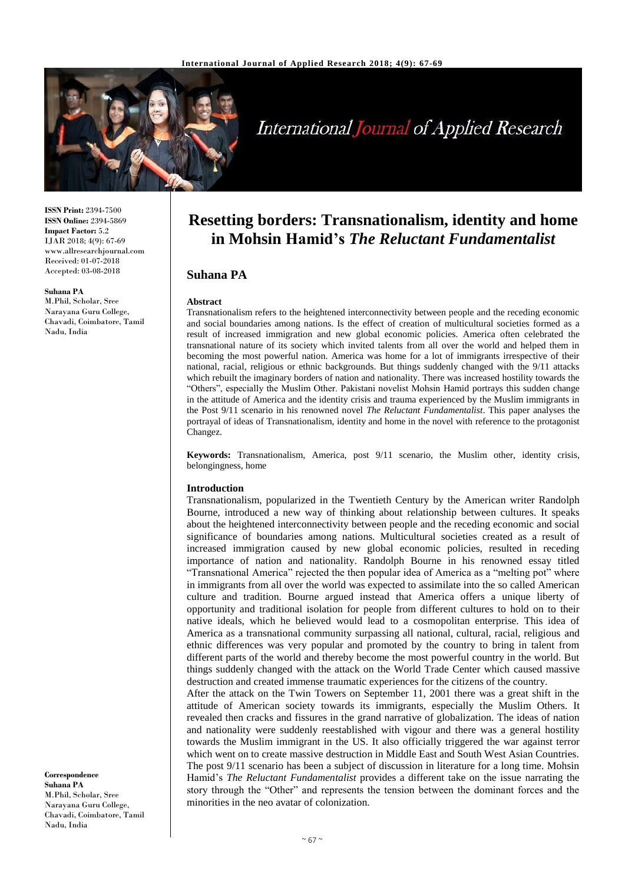**ISSN Print:** 2394-7500
**ISSN Online:** 2394-5869
**Impact Factor:** 5.2
IJAR 2018; 4(9): 67-69
www.allresearchjournal.com
Received: 01-07-2018
Accepted: 03-08-2018

**Suhana PA**
M.Phil, Scholar, Sree Narayana Guru College, Chavadi, Coimbatore, Tamil Nadu, India

**Correspondence**
**Suhana PA**
M.Phil, Scholar, Sree Narayana Guru College, Chavadi, Coimbatore, Tamil Nadu, India

# Resetting borders: Transnationalism, identity and home in Mohsin Hamid's *The Reluctant Fundamentalist*

## Suhana PA

### Abstract

Transnationalism refers to the heightened interconnectivity between people and the receding economic and social boundaries among nations. Is the effect of creation of multicultural societies formed as a result of increased immigration and new global economic policies. America often celebrated the transnational nature of its society which invited talents from all over the world and helped them in becoming the most powerful nation. America was home for a lot of immigrants irrespective of their national, racial, religious or ethnic backgrounds. But things suddenly changed with the 9/11 attacks which rebuilt the imaginary borders of nation and nationality. There was increased hostility towards the "Others", especially the Muslim Other. Pakistani novelist Mohsin Hamid portrays this sudden change in the attitude of America and the identity crisis and trauma experienced by the Muslim immigrants in the Post 9/11 scenario in his renowned novel *The Reluctant Fundamentalist*. This paper analyses the portrayal of ideas of Transnationalism, identity and home in the novel with reference to the protagonist Changez.

**Keywords:** Transnationalism, America, post 9/11 scenario, the Muslim other, identity crisis, belongingness, home

### Introduction

Transnationalism, popularized in the Twentieth Century by the American writer Randolph Bourne, introduced a new way of thinking about relationship between cultures. It speaks about the heightened interconnectivity between people and the receding economic and social significance of boundaries among nations. Multicultural societies created as a result of increased immigration caused by new global economic policies, resulted in receding importance of nation and nationality. Randolph Bourne in his renowned essay titled "Transnational America" rejected the then popular idea of America as a "melting pot" where in immigrants from all over the world was expected to assimilate into the so called American culture and tradition. Bourne argued instead that America offers a unique liberty of opportunity and traditional isolation for people from different cultures to hold on to their native ideals, which he believed would lead to a cosmopolitan enterprise. This idea of America as a transnational community surpassing all national, cultural, racial, religious and ethnic differences was very popular and promoted by the country to bring in talent from different parts of the world and thereby become the most powerful country in the world. But things suddenly changed with the attack on the World Trade Center which caused massive destruction and created immense traumatic experiences for the citizens of the country.

After the attack on the Twin Towers on September 11, 2001 there was a great shift in the attitude of American society towards its immigrants, especially the Muslim Others. It revealed then cracks and fissures in the grand narrative of globalization. The ideas of nation and nationality were suddenly reestablished with vigour and there was a general hostility towards the Muslim immigrant in the US. It also officially triggered the war against terror which went on to create massive destruction in Middle East and South West Asian Countries. The post 9/11 scenario has been a subject of discussion in literature for a long time. Mohsin Hamid's *The Reluctant Fundamentalist* provides a different take on the issue narrating the story through the "Other" and represents the tension between the dominant forces and the minorities in the neo avatar of colonization.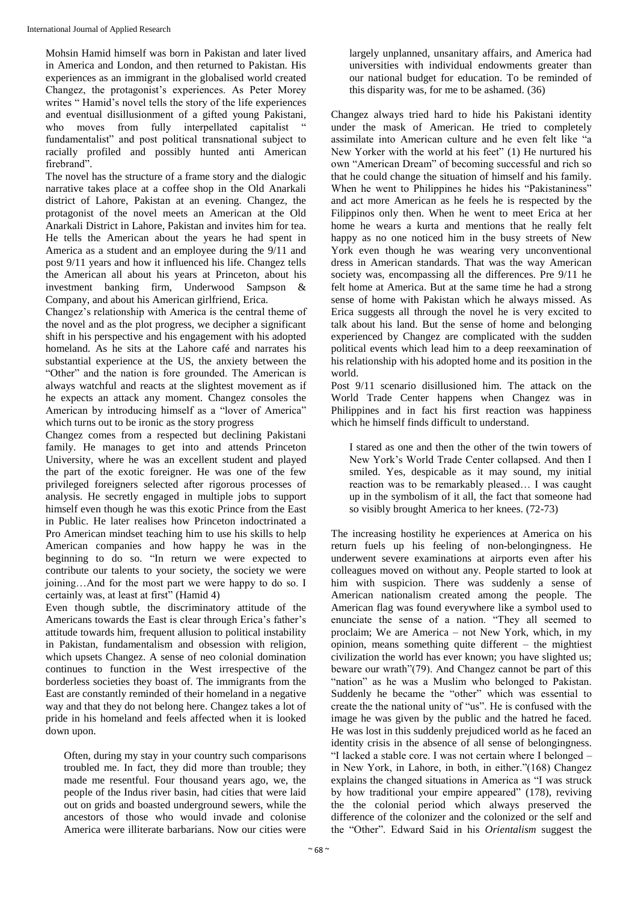Mohsin Hamid himself was born in Pakistan and later lived in America and London, and then returned to Pakistan. His experiences as an immigrant in the globalised world created Changez, the protagonist's experiences. As Peter Morey writes " Hamid's novel tells the story of the life experiences and eventual disillusionment of a gifted young Pakistani, who moves from fully interpellated capitalist " fundamentalist" and post political transnational subject to racially profiled and possibly hunted anti American firebrand".

The novel has the structure of a frame story and the dialogic narrative takes place at a coffee shop in the Old Anarkali district of Lahore, Pakistan at an evening. Changez, the protagonist of the novel meets an American at the Old Anarkali District in Lahore, Pakistan and invites him for tea. He tells the American about the years he had spent in America as a student and an employee during the 9/11 and post 9/11 years and how it influenced his life. Changez tells the American all about his years at Princeton, about his investment banking firm, Underwood Sampson & Company, and about his American girlfriend, Erica.

Changez's relationship with America is the central theme of the novel and as the plot progress, we decipher a significant shift in his perspective and his engagement with his adopted homeland. As he sits at the Lahore café and narrates his substantial experience at the US, the anxiety between the "Other" and the nation is fore grounded. The American is always watchful and reacts at the slightest movement as if he expects an attack any moment. Changez consoles the American by introducing himself as a "lover of America" which turns out to be ironic as the story progress

Changez comes from a respected but declining Pakistani family. He manages to get into and attends Princeton University, where he was an excellent student and played the part of the exotic foreigner. He was one of the few privileged foreigners selected after rigorous processes of analysis. He secretly engaged in multiple jobs to support himself even though he was this exotic Prince from the East in Public. He later realises how Princeton indoctrinated a Pro American mindset teaching him to use his skills to help American companies and how happy he was in the beginning to do so. "In return we were expected to contribute our talents to your society, the society we were joining…And for the most part we were happy to do so. I certainly was, at least at first" (Hamid 4)

Even though subtle, the discriminatory attitude of the Americans towards the East is clear through Erica's father's attitude towards him, frequent allusion to political instability in Pakistan, fundamentalism and obsession with religion, which upsets Changez. A sense of neo colonial domination continues to function in the West irrespective of the borderless societies they boast of. The immigrants from the East are constantly reminded of their homeland in a negative way and that they do not belong here. Changez takes a lot of pride in his homeland and feels affected when it is looked down upon.

> Often, during my stay in your country such comparisons troubled me. In fact, they did more than trouble; they made me resentful. Four thousand years ago, we, the people of the Indus river basin, had cities that were laid out on grids and boasted underground sewers, while the ancestors of those who would invade and colonise America were illiterate barbarians. Now our cities were largely unplanned, unsanitary affairs, and America had universities with individual endowments greater than our national budget for education. To be reminded of this disparity was, for me to be ashamed. (36)

Changez always tried hard to hide his Pakistani identity under the mask of American. He tried to completely assimilate into American culture and he even felt like "a New Yorker with the world at his feet" (1) He nurtured his own "American Dream" of becoming successful and rich so that he could change the situation of himself and his family. When he went to Philippines he hides his "Pakistaniness" and act more American as he feels he is respected by the Filippinos only then. When he went to meet Erica at her home he wears a kurta and mentions that he really felt happy as no one noticed him in the busy streets of New York even though he was wearing very unconventional dress in American standards. That was the way American society was, encompassing all the differences. Pre 9/11 he felt home at America. But at the same time he had a strong sense of home with Pakistan which he always missed. As Erica suggests all through the novel he is very excited to talk about his land. But the sense of home and belonging experienced by Changez are complicated with the sudden political events which lead him to a deep reexamination of his relationship with his adopted home and its position in the world.

Post 9/11 scenario disillusioned him. The attack on the World Trade Center happens when Changez was in Philippines and in fact his first reaction was happiness which he himself finds difficult to understand.

> I stared as one and then the other of the twin towers of New York's World Trade Center collapsed. And then I smiled. Yes, despicable as it may sound, my initial reaction was to be remarkably pleased… I was caught up in the symbolism of it all, the fact that someone had so visibly brought America to her knees. (72-73)

The increasing hostility he experiences at America on his return fuels up his feeling of non-belongingness. He underwent severe examinations at airports even after his colleagues moved on without any. People started to look at him with suspicion. There was suddenly a sense of American nationalism created among the people. The American flag was found everywhere like a symbol used to enunciate the sense of a nation. "They all seemed to proclaim; We are America – not New York, which, in my opinion, means something quite different – the mightiest civilization the world has ever known; you have slighted us; beware our wrath"(79). And Changez cannot be part of this "nation" as he was a Muslim who belonged to Pakistan. Suddenly he became the "other" which was essential to create the the national unity of "us". He is confused with the image he was given by the public and the hatred he faced. He was lost in this suddenly prejudiced world as he faced an identity crisis in the absence of all sense of belongingness. "I lacked a stable core. I was not certain where I belonged – in New York, in Lahore, in both, in either."(168) Changez explains the changed situations in America as "I was struck by how traditional your empire appeared" (178), reviving the the colonial period which always preserved the difference of the colonizer and the colonized or the self and the "Other". Edward Said in his *Orientalism* suggest the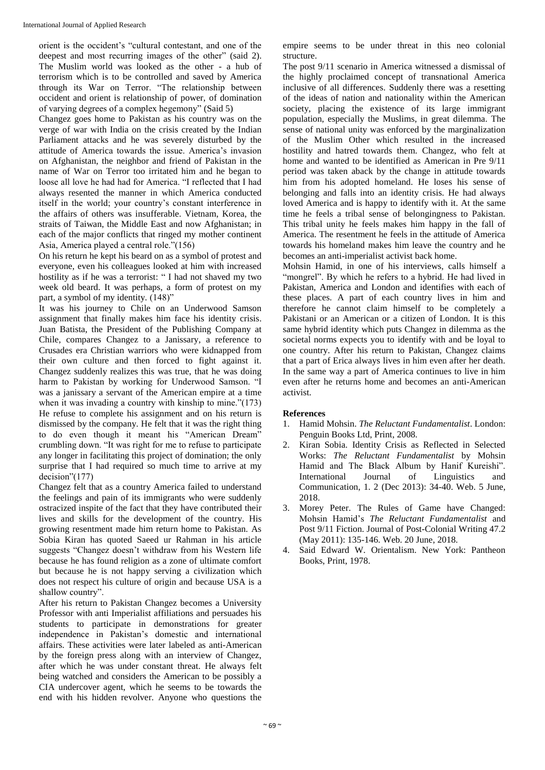orient is the occident's "cultural contestant, and one of the deepest and most recurring images of the other" (said 2). The Muslim world was looked as the other - a hub of terrorism which is to be controlled and saved by America through its War on Terror. "The relationship between occident and orient is relationship of power, of domination of varying degrees of a complex hegemony" (Said 5)

Changez goes home to Pakistan as his country was on the verge of war with India on the crisis created by the Indian Parliament attacks and he was severely disturbed by the attitude of America towards the issue. America's invasion on Afghanistan, the neighbor and friend of Pakistan in the name of War on Terror too irritated him and he began to loose all love he had had for America. "I reflected that I had always resented the manner in which America conducted itself in the world; your country's constant interference in the affairs of others was insufferable. Vietnam, Korea, the straits of Taiwan, the Middle East and now Afghanistan; in each of the major conflicts that ringed my mother continent Asia, America played a central role."(156)

On his return he kept his beard on as a symbol of protest and everyone, even his colleagues looked at him with increased hostility as if he was a terrorist: " I had not shaved my two week old beard. It was perhaps, a form of protest on my part, a symbol of my identity. (148)"

It was his journey to Chile on an Underwood Samson assignment that finally makes him face his identity crisis. Juan Batista, the President of the Publishing Company at Chile, compares Changez to a Janissary, a reference to Crusades era Christian warriors who were kidnapped from their own culture and then forced to fight against it. Changez suddenly realizes this was true, that he was doing harm to Pakistan by working for Underwood Samson. "I was a janissary a servant of the American empire at a time when it was invading a country with kinship to mine."(173) He refuse to complete his assignment and on his return is dismissed by the company. He felt that it was the right thing to do even though it meant his "American Dream" crumbling down. "It was right for me to refuse to participate any longer in facilitating this project of domination; the only surprise that I had required so much time to arrive at my decision"(177)

Changez felt that as a country America failed to understand the feelings and pain of its immigrants who were suddenly ostracized inspite of the fact that they have contributed their lives and skills for the development of the country. His growing resentment made him return home to Pakistan. As Sobia Kiran has quoted Saeed ur Rahman in his article suggests "Changez doesn't withdraw from his Western life because he has found religion as a zone of ultimate comfort but because he is not happy serving a civilization which does not respect his culture of origin and because USA is a shallow country".

After his return to Pakistan Changez becomes a University Professor with anti Imperialist affiliations and persuades his students to participate in demonstrations for greater independence in Pakistan's domestic and international affairs. These activities were later labeled as anti-American by the foreign press along with an interview of Changez, after which he was under constant threat. He always felt being watched and considers the American to be possibly a CIA undercover agent, which he seems to be towards the end with his hidden revolver. Anyone who questions the empire seems to be under threat in this neo colonial structure.

The post 9/11 scenario in America witnessed a dismissal of the highly proclaimed concept of transnational America inclusive of all differences. Suddenly there was a resetting of the ideas of nation and nationality within the American society, placing the existence of its large immigrant population, especially the Muslims, in great dilemma. The sense of national unity was enforced by the marginalization of the Muslim Other which resulted in the increased hostility and hatred towards them. Changez, who felt at home and wanted to be identified as American in Pre 9/11 period was taken aback by the change in attitude towards him from his adopted homeland. He loses his sense of belonging and falls into an identity crisis. He had always loved America and is happy to identify with it. At the same time he feels a tribal sense of belongingness to Pakistan. This tribal unity he feels makes him happy in the fall of America. The resentment he feels in the attitude of America towards his homeland makes him leave the country and he becomes an anti-imperialist activist back home.

Mohsin Hamid, in one of his interviews, calls himself a "mongrel". By which he refers to a hybrid. He had lived in Pakistan, America and London and identifies with each of these places. A part of each country lives in him and therefore he cannot claim himself to be completely a Pakistani or an American or a citizen of London. It is this same hybrid identity which puts Changez in dilemma as the societal norms expects you to identify with and be loyal to one country. After his return to Pakistan, Changez claims that a part of Erica always lives in him even after her death. In the same way a part of America continues to live in him even after he returns home and becomes an anti-American activist.

## References

1. Hamid Mohsin. *The Reluctant Fundamentalist*. London: Penguin Books Ltd, Print, 2008.
2. Kiran Sobia. Identity Crisis as Reflected in Selected Works: *The Reluctant Fundamentalist* by Mohsin Hamid and The Black Album by Hanif Kureishi". International Journal of Linguistics and Communication, 1. 2 (Dec 2013): 34-40. Web. 5 June, 2018.
3. Morey Peter. The Rules of Game have Changed: Mohsin Hamid's *The Reluctant Fundamentalist* and Post 9/11 Fiction. Journal of Post-Colonial Writing 47.2 (May 2011): 135-146. Web. 20 June, 2018.
4. Said Edward W. Orientalism. New York: Pantheon Books, Print, 1978.